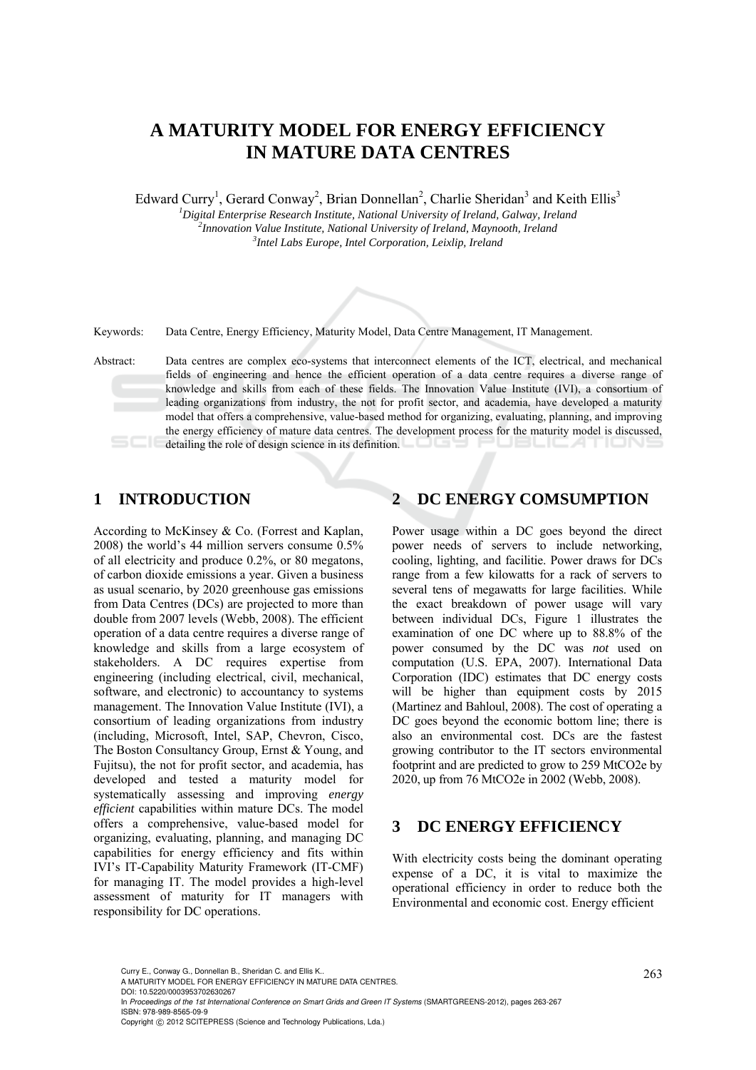# A MATURITY MODEL FOR ENERGY EFFICIENCY IN MATURE DATA CENTRES

Edward Curry[1], Gerard Conway[2], Brian Donnellan[2], Charlie Sheridan[3] and Keith Ellis[3]

[1]*Digital Enterprise Research Institute, National University of Ireland, Galway, Ireland*
[2]*Innovation Value Institute, National University of Ireland, Maynooth, Ireland*
[3]*Intel Labs Europe, Intel Corporation, Leixlip, Ireland*

Keywords: Data Centre, Energy Efficiency, Maturity Model, Data Centre Management, IT Management.

Abstract: Data centres are complex eco-systems that interconnect elements of the ICT, electrical, and mechanical fields of engineering and hence the efficient operation of a data centre requires a diverse range of knowledge and skills from each of these fields. The Innovation Value Institute (IVI), a consortium of leading organizations from industry, the not for profit sector, and academia, have developed a maturity model that offers a comprehensive, value-based method for organizing, evaluating, planning, and improving the energy efficiency of mature data centres. The development process for the maturity model is discussed, detailing the role of design science in its definition.

## 1 INTRODUCTION

According to McKinsey & Co. (Forrest and Kaplan, 2008) the world's 44 million servers consume 0.5% of all electricity and produce 0.2%, or 80 megatons, of carbon dioxide emissions a year. Given a business as usual scenario, by 2020 greenhouse gas emissions from Data Centres (DCs) are projected to more than double from 2007 levels (Webb, 2008). The efficient operation of a data centre requires a diverse range of knowledge and skills from a large ecosystem of stakeholders. A DC requires expertise from engineering (including electrical, civil, mechanical, software, and electronic) to accountancy to systems management. The Innovation Value Institute (IVI), a consortium of leading organizations from industry (including, Microsoft, Intel, SAP, Chevron, Cisco, The Boston Consultancy Group, Ernst & Young, and Fujitsu), the not for profit sector, and academia, has developed and tested a maturity model for systematically assessing and improving *energy efficient* capabilities within mature DCs. The model offers a comprehensive, value-based model for organizing, evaluating, planning, and managing DC capabilities for energy efficiency and fits within IVI's IT-Capability Maturity Framework (IT-CMF) for managing IT. The model provides a high-level assessment of maturity for IT managers with responsibility for DC operations.

## 2 DC ENERGY COMSUMPTION

Power usage within a DC goes beyond the direct power needs of servers to include networking, cooling, lighting, and facilitie. Power draws for DCs range from a few kilowatts for a rack of servers to several tens of megawatts for large facilities. While the exact breakdown of power usage will vary between individual DCs, Figure 1 illustrates the examination of one DC where up to 88.8% of the power consumed by the DC was *not* used on computation (U.S. EPA, 2007). International Data Corporation (IDC) estimates that DC energy costs will be higher than equipment costs by 2015 (Martinez and Bahloul, 2008). The cost of operating a DC goes beyond the economic bottom line; there is also an environmental cost. DCs are the fastest growing contributor to the IT sectors environmental footprint and are predicted to grow to 259 MtCO2e by 2020, up from 76 MtCO2e in 2002 (Webb, 2008).

## 3 DC ENERGY EFFICIENCY

With electricity costs being the dominant operating expense of a DC, it is vital to maximize the operational efficiency in order to reduce both the Environmental and economic cost. Energy efficient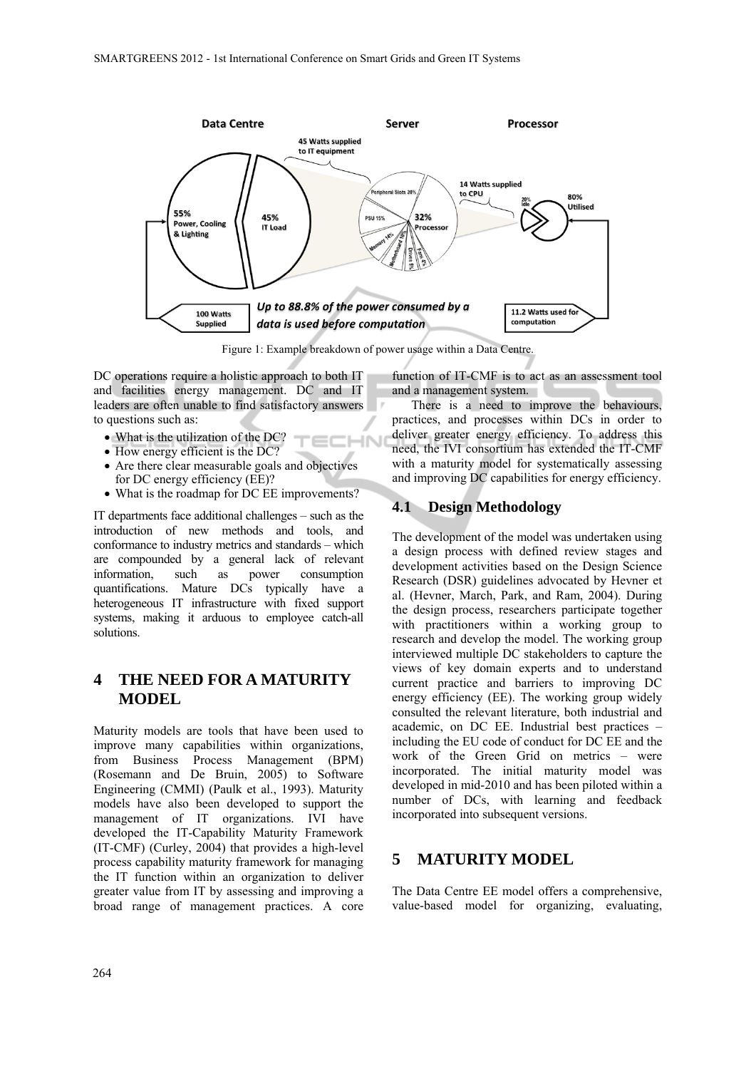Figure 1: Example breakdown of power usage within a Data Centre.

DC operations require a holistic approach to both IT and facilities energy management. DC and IT leaders are often unable to find satisfactory answers to questions such as:

- What is the utilization of the DC?
- How energy efficient is the DC?
- Are there clear measurable goals and objectives for DC energy efficiency (EE)?
- What is the roadmap for DC EE improvements?

IT departments face additional challenges – such as the introduction of new methods and tools, and conformance to industry metrics and standards – which are compounded by a general lack of relevant information, such as power consumption quantifications. Mature DCs typically have a heterogeneous IT infrastructure with fixed support systems, making it arduous to employee catch-all solutions.

# 4 THE NEED FOR A MATURITY MODEL

Maturity models are tools that have been used to improve many capabilities within organizations, from Business Process Management (BPM) (Rosemann and De Bruin, 2005) to Software Engineering (CMMI) (Paulk et al., 1993). Maturity models have also been developed to support the management of IT organizations. IVI have developed the IT-Capability Maturity Framework (IT-CMF) (Curley, 2004) that provides a high-level process capability maturity framework for managing the IT function within an organization to deliver greater value from IT by assessing and improving a broad range of management practices. A core function of IT-CMF is to act as an assessment tool and a management system.

There is a need to improve the behaviours, practices, and processes within DCs in order to deliver greater energy efficiency. To address this need, the IVI consortium has extended the IT-CMF with a maturity model for systematically assessing and improving DC capabilities for energy efficiency.

## 4.1 Design Methodology

The development of the model was undertaken using a design process with defined review stages and development activities based on the Design Science Research (DSR) guidelines advocated by Hevner et al. (Hevner, March, Park, and Ram, 2004). During the design process, researchers participate together with practitioners within a working group to research and develop the model. The working group interviewed multiple DC stakeholders to capture the views of key domain experts and to understand current practice and barriers to improving DC energy efficiency (EE). The working group widely consulted the relevant literature, both industrial and academic, on DC EE. Industrial best practices – including the EU code of conduct for DC EE and the work of the Green Grid on metrics – were incorporated. The initial maturity model was developed in mid-2010 and has been piloted within a number of DCs, with learning and feedback incorporated into subsequent versions.

# 5 MATURITY MODEL

The Data Centre EE model offers a comprehensive, value-based model for organizing, evaluating,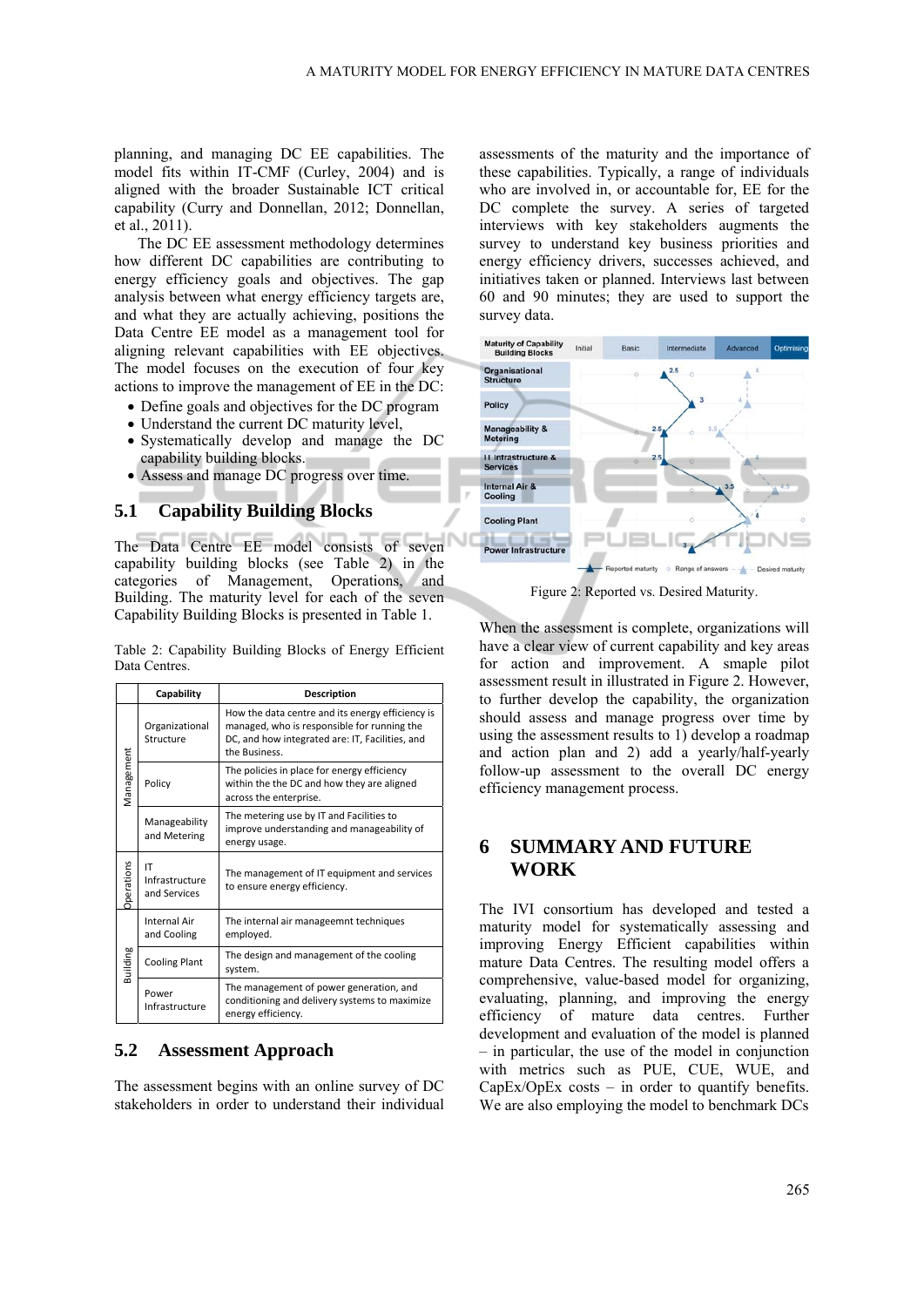planning, and managing DC EE capabilities. The model fits within IT-CMF (Curley, 2004) and is aligned with the broader Sustainable ICT critical capability (Curry and Donnellan, 2012; Donnellan, et al., 2011).

The DC EE assessment methodology determines how different DC capabilities are contributing to energy efficiency goals and objectives. The gap analysis between what energy efficiency targets are, and what they are actually achieving, positions the Data Centre EE model as a management tool for aligning relevant capabilities with EE objectives. The model focuses on the execution of four key actions to improve the management of EE in the DC:

- Define goals and objectives for the DC program
- Understand the current DC maturity level,
- Systematically develop and manage the DC capability building blocks.
- Assess and manage DC progress over time.

## 5.1 Capability Building Blocks

The Data Centre EE model consists of seven capability building blocks (see Table 2) in the categories of Management, Operations, and Building. The maturity level for each of the seven Capability Building Blocks is presented in Table 1.

Table 2: Capability Building Blocks of Energy Efficient Data Centres.

| | Capability | Description |
|---|---|---|
| Management | Organizational Structure | How the data centre and its energy efficiency is managed, who is responsible for running the DC, and how integrated are: IT, Facilities, and the Business. |
| | Policy | The policies in place for energy efficiency within the the DC and how they are aligned across the enterprise. |
| | Manageability and Metering | The metering use by IT and Facilities to improve understanding and manageability of energy usage. |
| Operations | IT Infrastructure and Services | The management of IT equipment and services to ensure energy efficiency. |
| Building | Internal Air and Cooling | The internal air manageemnt techniques employed. |
| | Cooling Plant | The design and management of the cooling system. |
| | Power Infrastructure | The management of power generation, and conditioning and delivery systems to maximize energy efficiency. |

## 5.2 Assessment Approach

The assessment begins with an online survey of DC stakeholders in order to understand their individual assessments of the maturity and the importance of these capabilities. Typically, a range of individuals who are involved in, or accountable for, EE for the DC complete the survey. A series of targeted interviews with key stakeholders augments the survey to understand key business priorities and energy efficiency drivers, successes achieved, and initiatives taken or planned. Interviews last between 60 and 90 minutes; they are used to support the survey data.

Figure 2: Reported vs. Desired Maturity.

When the assessment is complete, organizations will have a clear view of current capability and key areas for action and improvement. A smaple pilot assessment result in illustrated in Figure 2. However, to further develop the capability, the organization should assess and manage progress over time by using the assessment results to 1) develop a roadmap and action plan and 2) add a yearly/half-yearly follow-up assessment to the overall DC energy efficiency management process.

# 6 SUMMARY AND FUTURE WORK

The IVI consortium has developed and tested a maturity model for systematically assessing and improving Energy Efficient capabilities within mature Data Centres. The resulting model offers a comprehensive, value-based model for organizing, evaluating, planning, and improving the energy efficiency of mature data centres. Further development and evaluation of the model is planned – in particular, the use of the model in conjunction with metrics such as PUE, CUE, WUE, and CapEx/OpEx costs – in order to quantify benefits. We are also employing the model to benchmark DCs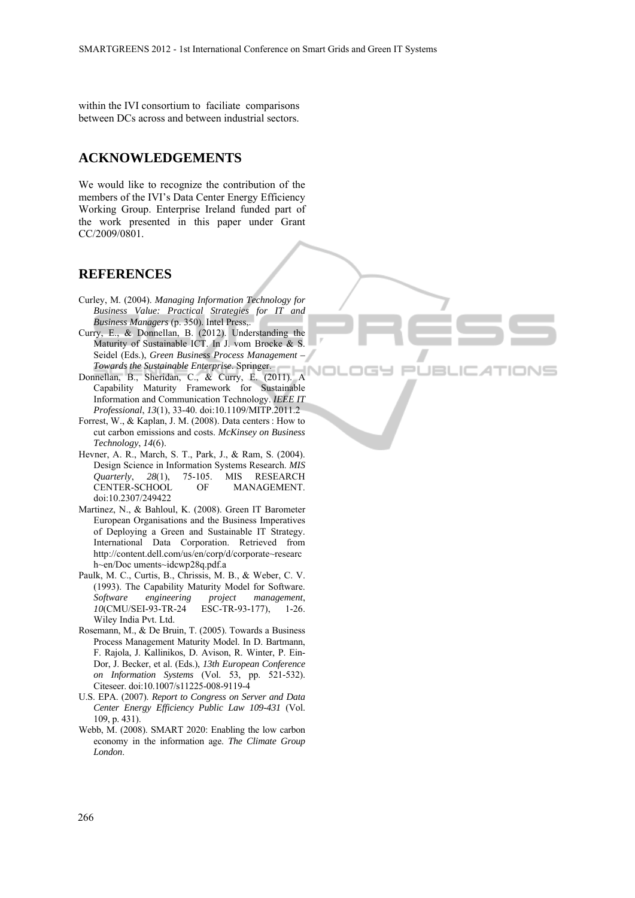within the IVI consortium to faciliate comparisons between DCs across and between industrial sectors.

## ACKNOWLEDGEMENTS

We would like to recognize the contribution of the members of the IVI's Data Center Energy Efficiency Working Group. Enterprise Ireland funded part of the work presented in this paper under Grant CC/2009/0801.

## REFERENCES

Curley, M. (2004). *Managing Information Technology for Business Value: Practical Strategies for IT and Business Managers* (p. 350). Intel Press,.

Curry, E., & Donnellan, B. (2012). Understanding the Maturity of Sustainable ICT. In J. vom Brocke & S. Seidel (Eds.), *Green Business Process Management – Towards the Sustainable Enterprise*. Springer.

Donnellan, B., Sheridan, C., & Curry, E. (2011). A Capability Maturity Framework for Sustainable Information and Communication Technology. *IEEE IT Professional*, *13*(1), 33-40. doi:10.1109/MITP.2011.2

Forrest, W., & Kaplan, J. M. (2008). Data centers : How to cut carbon emissions and costs. *McKinsey on Business Technology*, *14*(6).

Hevner, A. R., March, S. T., Park, J., & Ram, S. (2004). Design Science in Information Systems Research. *MIS Quarterly*, *28*(1), 75-105. MIS RESEARCH CENTER-SCHOOL OF MANAGEMENT. doi:10.2307/249422

Martinez, N., & Bahloul, K. (2008). Green IT Barometer European Organisations and the Business Imperatives of Deploying a Green and Sustainable IT Strategy. International Data Corporation. Retrieved from http://content.dell.com/us/en/corp/d/corporate~research~en/Doc uments~idcwp28q.pdf.a

Paulk, M. C., Curtis, B., Chrissis, M. B., & Weber, C. V. (1993). The Capability Maturity Model for Software. *Software engineering project management*, *10*(CMU/SEI-93-TR-24 ESC-TR-93-177), 1-26. Wiley India Pvt. Ltd.

Rosemann, M., & De Bruin, T. (2005). Towards a Business Process Management Maturity Model. In D. Bartmann, F. Rajola, J. Kallinikos, D. Avison, R. Winter, P. Ein-Dor, J. Becker, et al. (Eds.), *13th European Conference on Information Systems* (Vol. 53, pp. 521-532). Citeseer. doi:10.1007/s11225-008-9119-4

U.S. EPA. (2007). *Report to Congress on Server and Data Center Energy Efficiency Public Law 109-431* (Vol. 109, p. 431).

Webb, M. (2008). SMART 2020: Enabling the low carbon economy in the information age. *The Climate Group London*.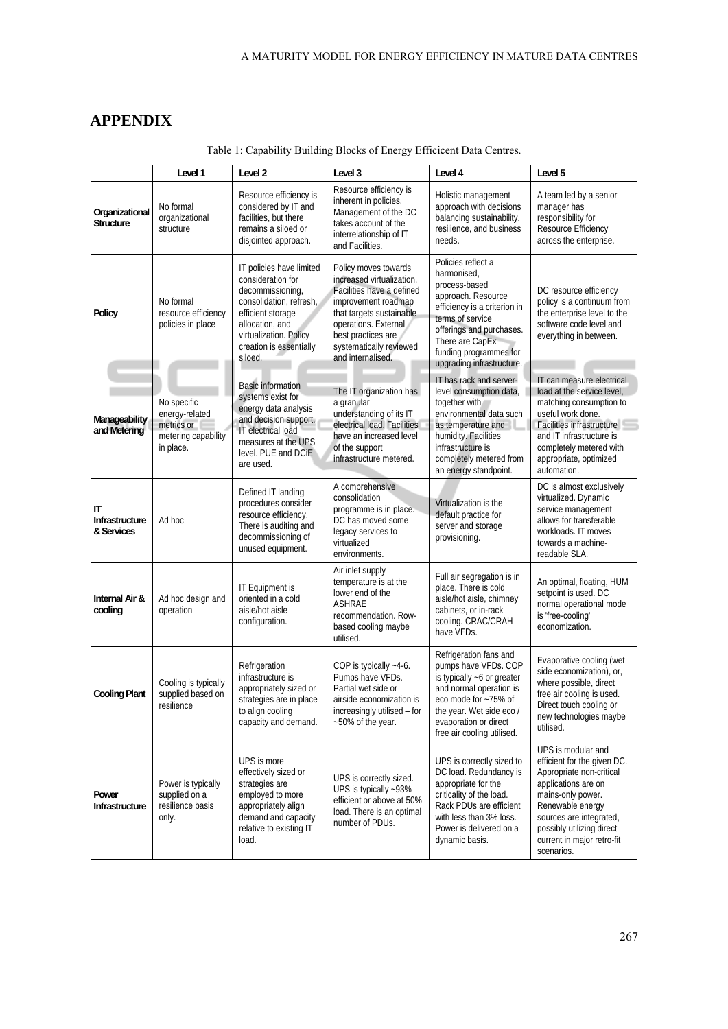## APPENDIX

Table 1: Capability Building Blocks of Energy Efficicent Data Centres.

| | Level 1 | Level 2 | Level 3 | Level 4 | Level 5 |
|---|---|---|---|---|---|
| **Organizational Structure** | No formal organizational structure | Resource efficiency is considered by IT and facilities, but there remains a siloed or disjointed approach. | Resource efficiency is inherent in policies. Management of the DC takes account of the interrelationship of IT and Facilities. | Holistic management approach with decisions balancing sustainability, resilience, and business needs. | A team led by a senior manager has responsibility for Resource Efficiency across the enterprise. |
| **Policy** | No formal resource efficiency policies in place | IT policies have limited consideration for decommissioning, consolidation, refresh, efficient storage allocation, and virtualization. Policy creation is essentially siloed. | Policy moves towards increased virtualization. Facilities have a defined improvement roadmap that targets sustainable operations. External best practices are systematically reviewed and internalised. | Policies reflect a harmonised, process-based approach. Resource efficiency is a criterion in terms of service offerings and purchases. There are CapEx funding programmes for upgrading infrastructure. | DC resource efficiency policy is a continuum from the enterprise level to the software code level and everything in between. |
| **Manageability and Metering** | No specific energy-related metrics or metering capability in place. | Basic information systems exist for energy data analysis and decision support. IT electrical load measures at the UPS level. PUE and DCiE are used. | The IT organization has a granular understanding of its IT electrical load. Facilities have an increased level of the support infrastructure metered. | IT has rack and server-level consumption data, together with environmental data such as temperature and humidity. Facilities infrastructure is completely metered from an energy standpoint. | IT can measure electrical load at the service level, matching consumption to useful work done. Facilities infrastructure and IT infrastructure is completely metered with appropriate, optimized automation. |
| **IT Infrastructure & Services** | Ad hoc | Defined IT landing procedures consider resource efficiency. There is auditing and decommissioning of unused equipment. | A comprehensive consolidation programme is in place. DC has moved some legacy services to virtualized environments. | Virtualization is the default practice for server and storage provisioning. | DC is almost exclusively virtualized. Dynamic service management allows for transferable workloads. IT moves towards a machine-readable SLA. |
| **Internal Air & cooling** | Ad hoc design and operation | IT Equipment is oriented in a cold aisle/hot aisle configuration. | Air inlet supply temperature is at the lower end of the ASHRAE recommendation. Row-based cooling maybe utilised. | Full air segregation is in place. There is cold aisle/hot aisle, chimney cabinets, or in-rack cooling. CRAC/CRAH have VFDs. | An optimal, floating, HUM setpoint is used. DC normal operational mode is 'free-cooling' economization. |
| **Cooling Plant** | Cooling is typically supplied based on resilience | Refrigeration infrastructure is appropriately sized or strategies are in place to align cooling capacity and demand. | COP is typically ~4-6. Pumps have VFDs. Partial wet side or airside economization is increasingly utilised – for ~50% of the year. | Refrigeration fans and pumps have VFDs. COP is typically ~6 or greater and normal operation is eco mode for ~75% of the year. Wet side eco / evaporation or direct free air cooling utilised. | Evaporative cooling (wet side economization), or, where possible, direct free air cooling is used. Direct touch cooling or new technologies maybe utilised. |
| **Power Infrastructure** | Power is typically supplied on a resilience basis only. | UPS is more effectively sized or strategies are employed to more appropriately align demand and capacity relative to existing IT load. | UPS is correctly sized. UPS is typically ~93% efficient or above at 50% load. There is an optimal number of PDUs. | UPS is correctly sized to DC load. Redundancy is appropriate for the criticality of the load. Rack PDUs are efficient with less than 3% loss. Power is delivered on a dynamic basis. | UPS is modular and efficient for the given DC. Appropriate non-critical applications are on mains-only power. Renewable energy sources are integrated, possibly utilizing direct current in major retro-fit scenarios. |